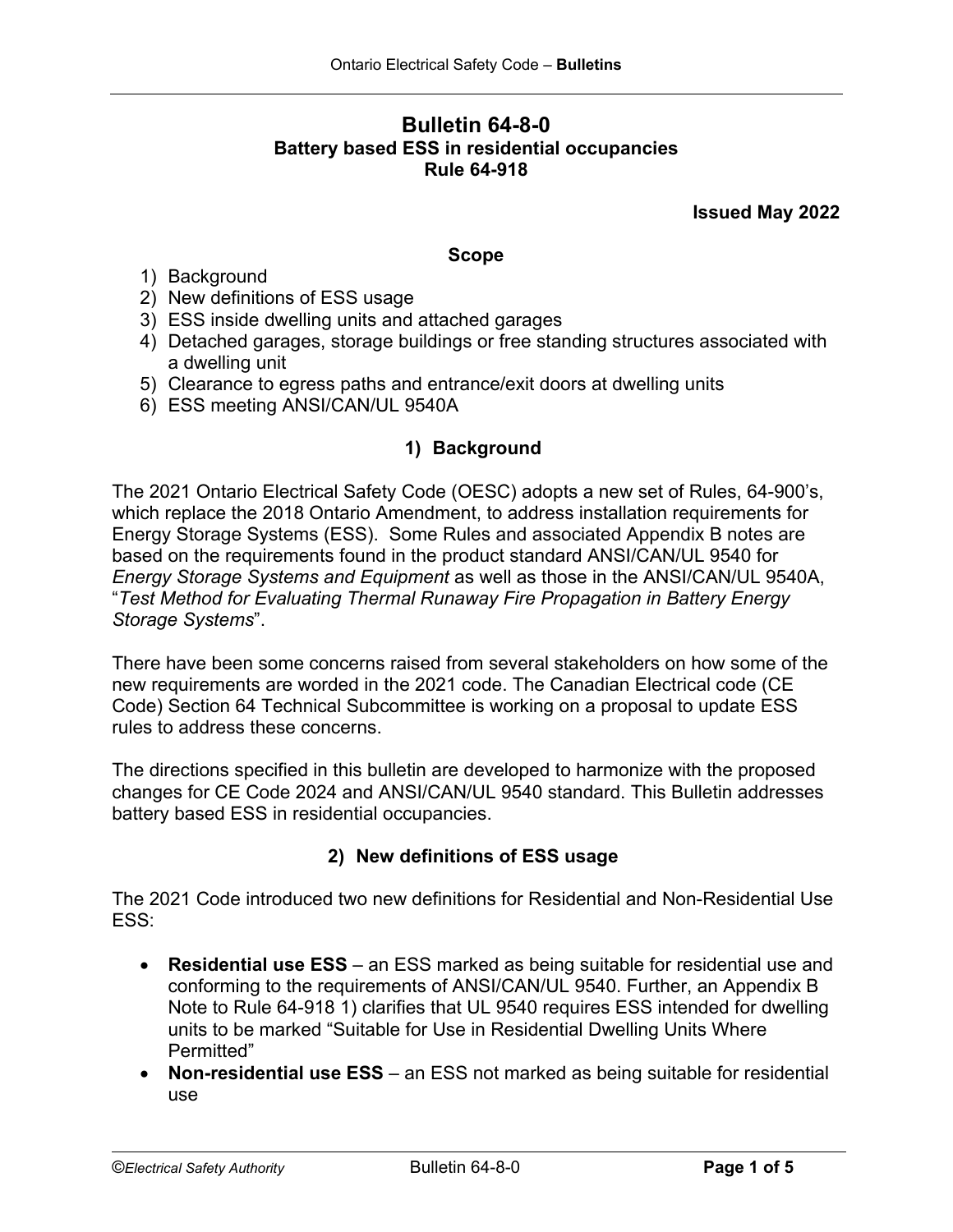# Bulletin 64-8-0
## Battery based ESS in residential occupancies
## Rule 64-918

**Issued May 2022**

### Scope

1) Background
2) New definitions of ESS usage
3) ESS inside dwelling units and attached garages
4) Detached garages, storage buildings or free standing structures associated with a dwelling unit
5) Clearance to egress paths and entrance/exit doors at dwelling units
6) ESS meeting ANSI/CAN/UL 9540A

### 1) Background

The 2021 Ontario Electrical Safety Code (OESC) adopts a new set of Rules, 64-900's, which replace the 2018 Ontario Amendment, to address installation requirements for Energy Storage Systems (ESS). Some Rules and associated Appendix B notes are based on the requirements found in the product standard ANSI/CAN/UL 9540 for *Energy Storage Systems and Equipment* as well as those in the ANSI/CAN/UL 9540A, "*Test Method for Evaluating Thermal Runaway Fire Propagation in Battery Energy Storage Systems*".

There have been some concerns raised from several stakeholders on how some of the new requirements are worded in the 2021 code. The Canadian Electrical code (CE Code) Section 64 Technical Subcommittee is working on a proposal to update ESS rules to address these concerns.

The directions specified in this bulletin are developed to harmonize with the proposed changes for CE Code 2024 and ANSI/CAN/UL 9540 standard. This Bulletin addresses battery based ESS in residential occupancies.

### 2) New definitions of ESS usage

The 2021 Code introduced two new definitions for Residential and Non-Residential Use ESS:

- **Residential use ESS** – an ESS marked as being suitable for residential use and conforming to the requirements of ANSI/CAN/UL 9540. Further, an Appendix B Note to Rule 64-918 1) clarifies that UL 9540 requires ESS intended for dwelling units to be marked "Suitable for Use in Residential Dwelling Units Where Permitted"
- **Non-residential use ESS** – an ESS not marked as being suitable for residential use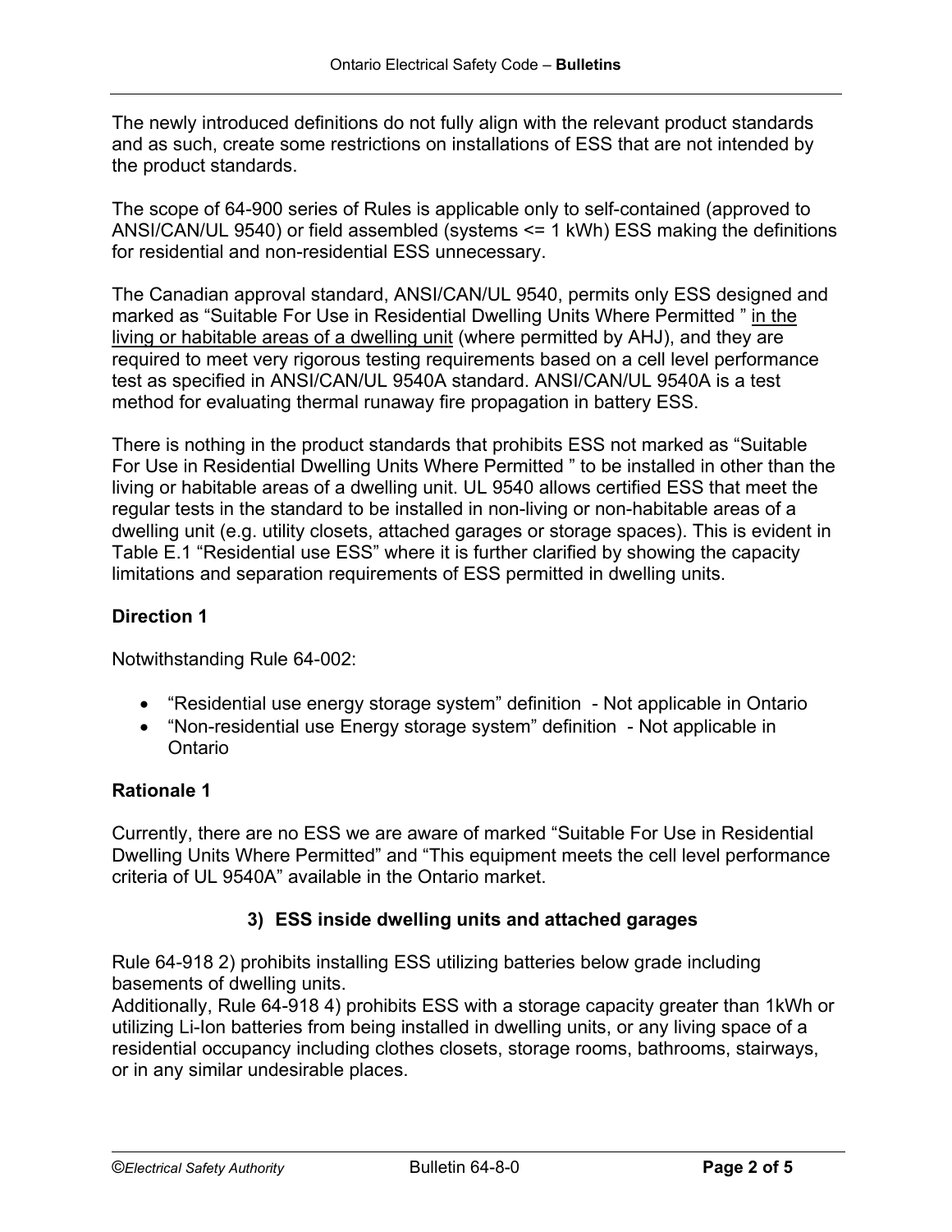The newly introduced definitions do not fully align with the relevant product standards and as such, create some restrictions on installations of ESS that are not intended by the product standards.

The scope of 64-900 series of Rules is applicable only to self-contained (approved to ANSI/CAN/UL 9540) or field assembled (systems <= 1 kWh) ESS making the definitions for residential and non-residential ESS unnecessary.

The Canadian approval standard, ANSI/CAN/UL 9540, permits only ESS designed and marked as "Suitable For Use in Residential Dwelling Units Where Permitted " <u>in the living or habitable areas of a dwelling unit</u> (where permitted by AHJ), and they are required to meet very rigorous testing requirements based on a cell level performance test as specified in ANSI/CAN/UL 9540A standard. ANSI/CAN/UL 9540A is a test method for evaluating thermal runaway fire propagation in battery ESS.

There is nothing in the product standards that prohibits ESS not marked as "Suitable For Use in Residential Dwelling Units Where Permitted " to be installed in other than the living or habitable areas of a dwelling unit. UL 9540 allows certified ESS that meet the regular tests in the standard to be installed in non-living or non-habitable areas of a dwelling unit (e.g. utility closets, attached garages or storage spaces). This is evident in Table E.1 "Residential use ESS" where it is further clarified by showing the capacity limitations and separation requirements of ESS permitted in dwelling units.

**Direction 1**

Notwithstanding Rule 64-002:

- "Residential use energy storage system" definition - Not applicable in Ontario
- "Non-residential use Energy storage system" definition - Not applicable in Ontario

**Rationale 1**

Currently, there are no ESS we are aware of marked "Suitable For Use in Residential Dwelling Units Where Permitted" and "This equipment meets the cell level performance criteria of UL 9540A" available in the Ontario market.

### 3) ESS inside dwelling units and attached garages

Rule 64-918 2) prohibits installing ESS utilizing batteries below grade including basements of dwelling units.
Additionally, Rule 64-918 4) prohibits ESS with a storage capacity greater than 1kWh or utilizing Li-Ion batteries from being installed in dwelling units, or any living space of a residential occupancy including clothes closets, storage rooms, bathrooms, stairways, or in any similar undesirable places.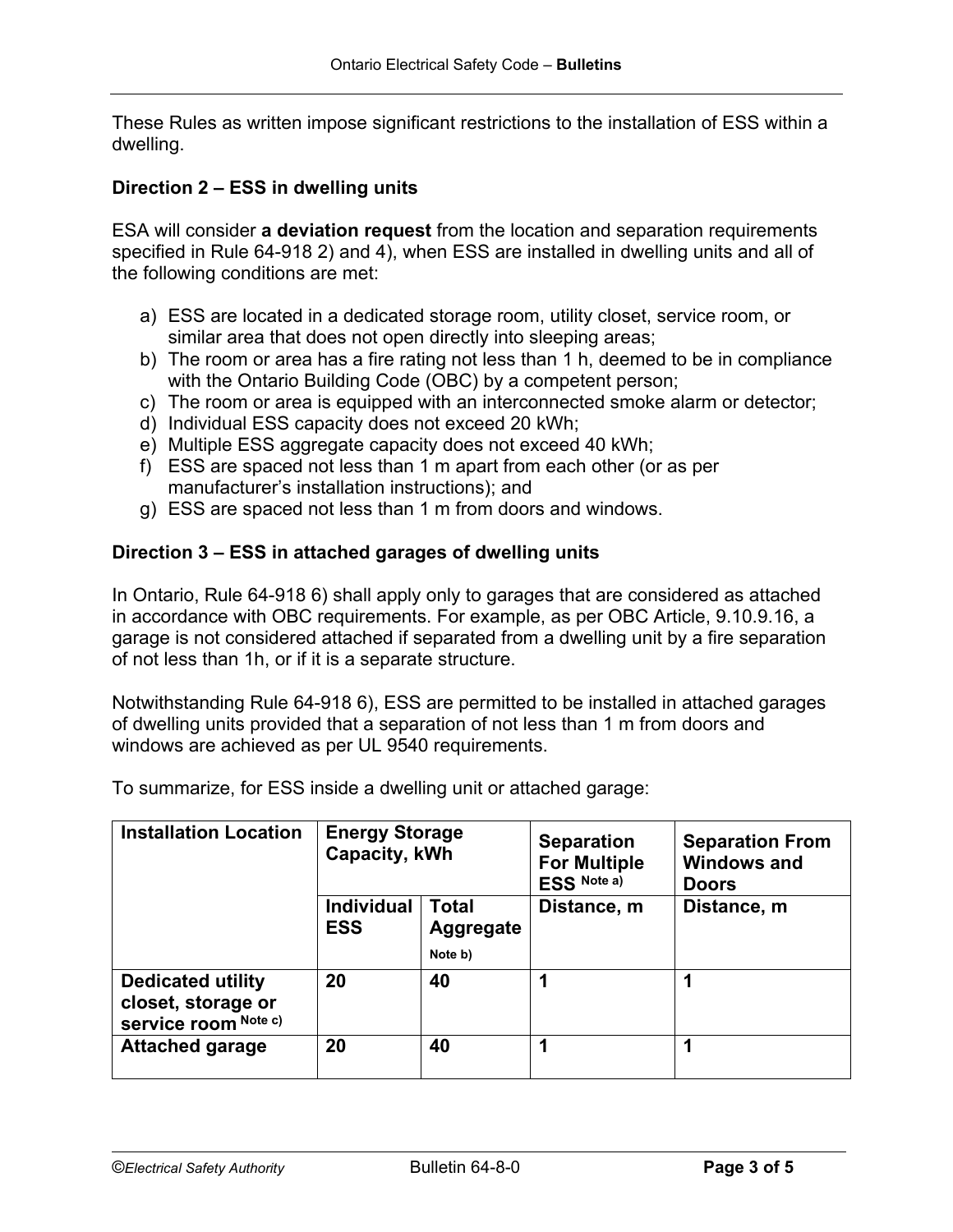These Rules as written impose significant restrictions to the installation of ESS within a dwelling.

**Direction 2 – ESS in dwelling units**

ESA will consider **a deviation request** from the location and separation requirements specified in Rule 64-918 2) and 4), when ESS are installed in dwelling units and all of the following conditions are met:

a) ESS are located in a dedicated storage room, utility closet, service room, or similar area that does not open directly into sleeping areas;
b) The room or area has a fire rating not less than 1 h, deemed to be in compliance with the Ontario Building Code (OBC) by a competent person;
c) The room or area is equipped with an interconnected smoke alarm or detector;
d) Individual ESS capacity does not exceed 20 kWh;
e) Multiple ESS aggregate capacity does not exceed 40 kWh;
f) ESS are spaced not less than 1 m apart from each other (or as per manufacturer's installation instructions); and
g) ESS are spaced not less than 1 m from doors and windows.

**Direction 3 – ESS in attached garages of dwelling units**

In Ontario, Rule 64-918 6) shall apply only to garages that are considered as attached in accordance with OBC requirements. For example, as per OBC Article, 9.10.9.16, a garage is not considered attached if separated from a dwelling unit by a fire separation of not less than 1h, or if it is a separate structure.

Notwithstanding Rule 64-918 6), ESS are permitted to be installed in attached garages of dwelling units provided that a separation of not less than 1 m from doors and windows are achieved as per UL 9540 requirements.

To summarize, for ESS inside a dwelling unit or attached garage:

| Installation Location | Energy Storage Capacity, kWh | | Separation For Multiple ESS Note a) | Separation From Windows and Doors |
|---|---|---|---|---|
| | Individual ESS | Total Aggregate Note b) | Distance, m | Distance, m |
| Dedicated utility closet, storage or service room Note c) | 20 | 40 | 1 | 1 |
| Attached garage | 20 | 40 | 1 | 1 |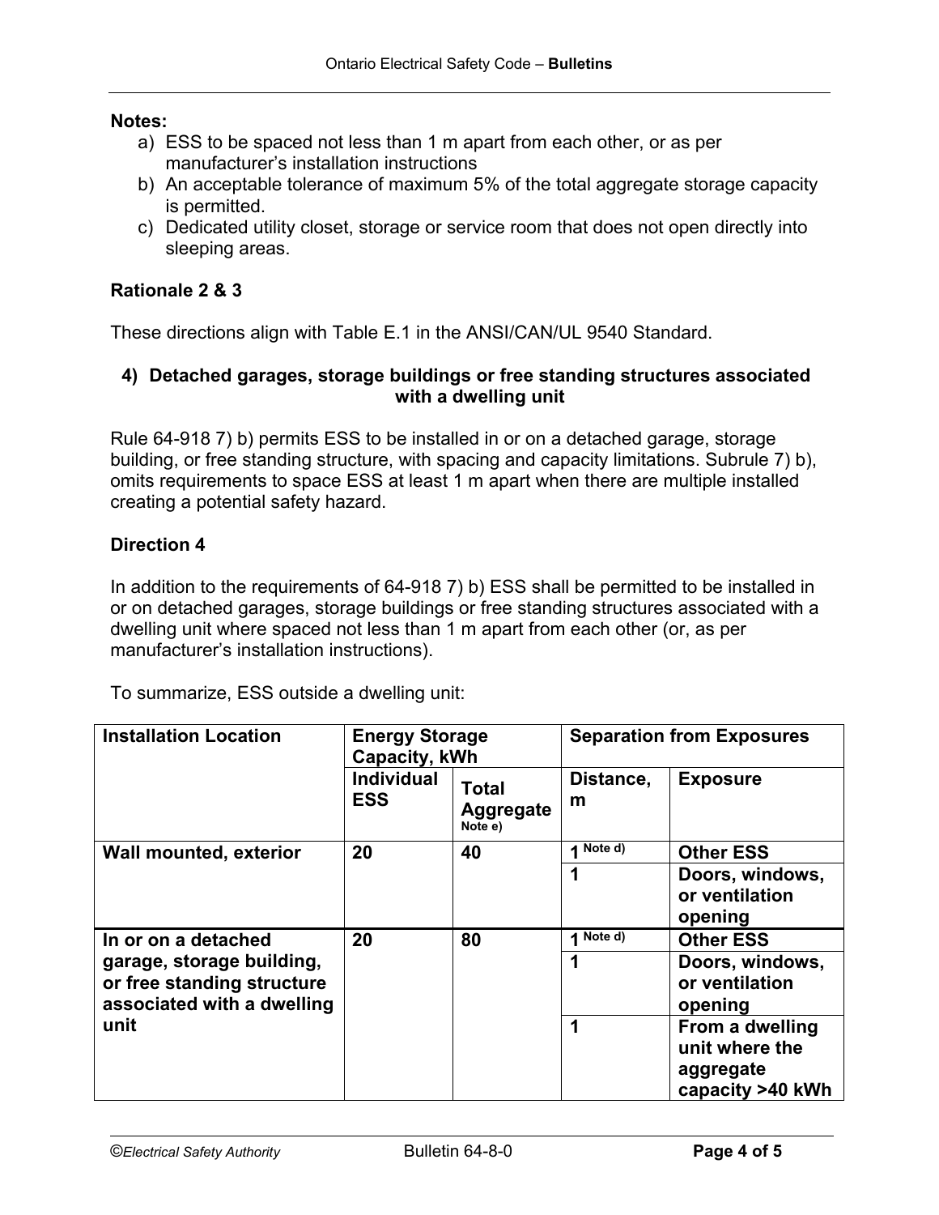**Notes:**

a) ESS to be spaced not less than 1 m apart from each other, or as per manufacturer's installation instructions
b) An acceptable tolerance of maximum 5% of the total aggregate storage capacity is permitted.
c) Dedicated utility closet, storage or service room that does not open directly into sleeping areas.

**Rationale 2 & 3**

These directions align with Table E.1 in the ANSI/CAN/UL 9540 Standard.

### 4) Detached garages, storage buildings or free standing structures associated with a dwelling unit

Rule 64-918 7) b) permits ESS to be installed in or on a detached garage, storage building, or free standing structure, with spacing and capacity limitations. Subrule 7) b), omits requirements to space ESS at least 1 m apart when there are multiple installed creating a potential safety hazard.

**Direction 4**

In addition to the requirements of 64-918 7) b) ESS shall be permitted to be installed in or on detached garages, storage buildings or free standing structures associated with a dwelling unit where spaced not less than 1 m apart from each other (or, as per manufacturer's installation instructions).

To summarize, ESS outside a dwelling unit:

| Installation Location | Energy Storage Capacity, kWh | | Separation from Exposures | |
|---|---|---|---|---|
| | Individual ESS | Total Aggregate Note e) | Distance, m | Exposure |
| **Wall mounted, exterior** | **20** | **40** | **1** Note d) | **Other ESS** |
| | | | **1** | **Doors, windows, or ventilation opening** |
| **In or on a detached garage, storage building, or free standing structure associated with a dwelling unit** | **20** | **80** | **1** Note d) | **Other ESS** |
| | | | **1** | **Doors, windows, or ventilation opening** |
| | | | **1** | **From a dwelling unit where the aggregate capacity >40 kWh** |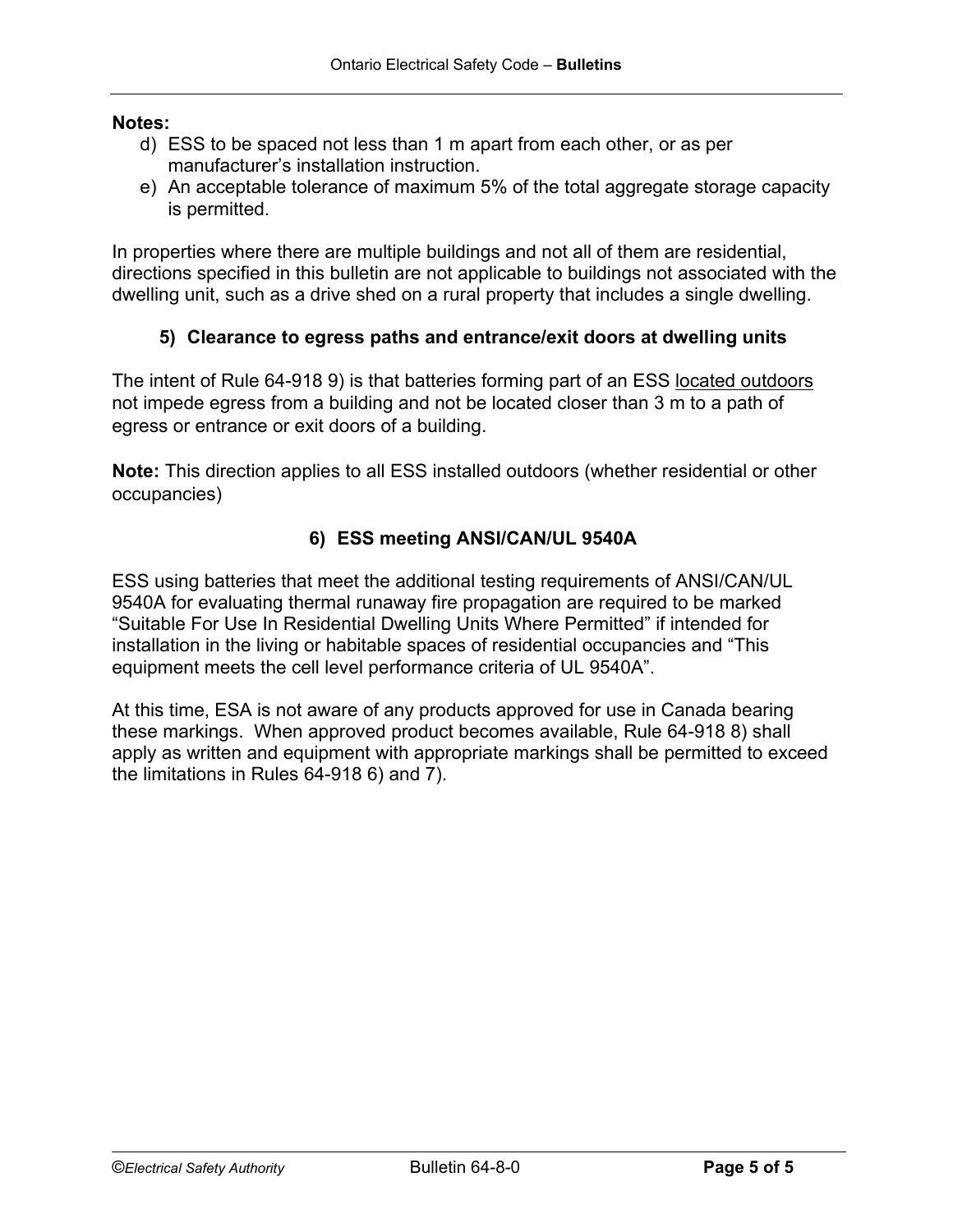**Notes:**

d) ESS to be spaced not less than 1 m apart from each other, or as per manufacturer's installation instruction.

e) An acceptable tolerance of maximum 5% of the total aggregate storage capacity is permitted.

In properties where there are multiple buildings and not all of them are residential, directions specified in this bulletin are not applicable to buildings not associated with the dwelling unit, such as a drive shed on a rural property that includes a single dwelling.

### 5) Clearance to egress paths and entrance/exit doors at dwelling units

The intent of Rule 64-918 9) is that batteries forming part of an ESS <u>located outdoors</u> not impede egress from a building and not be located closer than 3 m to a path of egress or entrance or exit doors of a building.

**Note:** This direction applies to all ESS installed outdoors (whether residential or other occupancies)

### 6) ESS meeting ANSI/CAN/UL 9540A

ESS using batteries that meet the additional testing requirements of ANSI/CAN/UL 9540A for evaluating thermal runaway fire propagation are required to be marked "Suitable For Use In Residential Dwelling Units Where Permitted" if intended for installation in the living or habitable spaces of residential occupancies and "This equipment meets the cell level performance criteria of UL 9540A".

At this time, ESA is not aware of any products approved for use in Canada bearing these markings. When approved product becomes available, Rule 64-918 8) shall apply as written and equipment with appropriate markings shall be permitted to exceed the limitations in Rules 64-918 6) and 7).